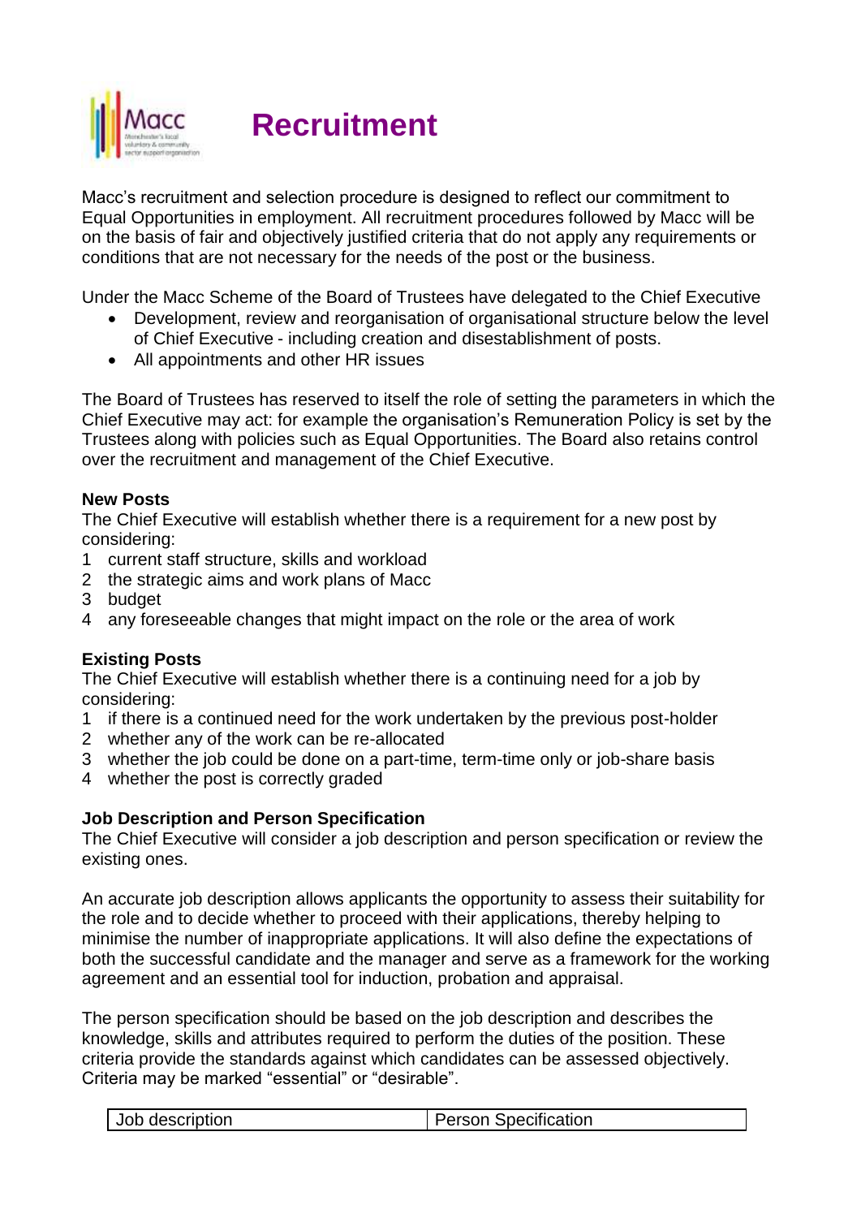# Recruitment

Macc's recruitment and selection procedure is designed to reflect our commitment to Equal Opportunities in employment. All recruitment procedures followed by Macc will be on the basis of fair and objectively justified criteria that do not apply any requirements or conditions that are not necessary for the needs of the post or the business.

Under the Macc Scheme of the Board of Trustees have delegated to the Chief Executive

- Development, review and reorganisation of organisational structure below the level of Chief Executive - including creation and disestablishment of posts.
- All appointments and other HR issues

The Board of Trustees has reserved to itself the role of setting the parameters in which the Chief Executive may act: for example the organisation's Remuneration Policy is set by the Trustees along with policies such as Equal Opportunities. The Board also retains control over the recruitment and management of the Chief Executive.

**New Posts**

The Chief Executive will establish whether there is a requirement for a new post by considering:

1. current staff structure, skills and workload
2. the strategic aims and work plans of Macc
3. budget
4. any foreseeable changes that might impact on the role or the area of work

**Existing Posts**

The Chief Executive will establish whether there is a continuing need for a job by considering:

1. if there is a continued need for the work undertaken by the previous post-holder
2. whether any of the work can be re-allocated
3. whether the job could be done on a part-time, term-time only or job-share basis
4. whether the post is correctly graded

**Job Description and Person Specification**

The Chief Executive will consider a job description and person specification or review the existing ones.

An accurate job description allows applicants the opportunity to assess their suitability for the role and to decide whether to proceed with their applications, thereby helping to minimise the number of inappropriate applications. It will also define the expectations of both the successful candidate and the manager and serve as a framework for the working agreement and an essential tool for induction, probation and appraisal.

The person specification should be based on the job description and describes the knowledge, skills and attributes required to perform the duties of the position. These criteria provide the standards against which candidates can be assessed objectively. Criteria may be marked "essential" or "desirable".

| Job description | Person Specification |
|---|---|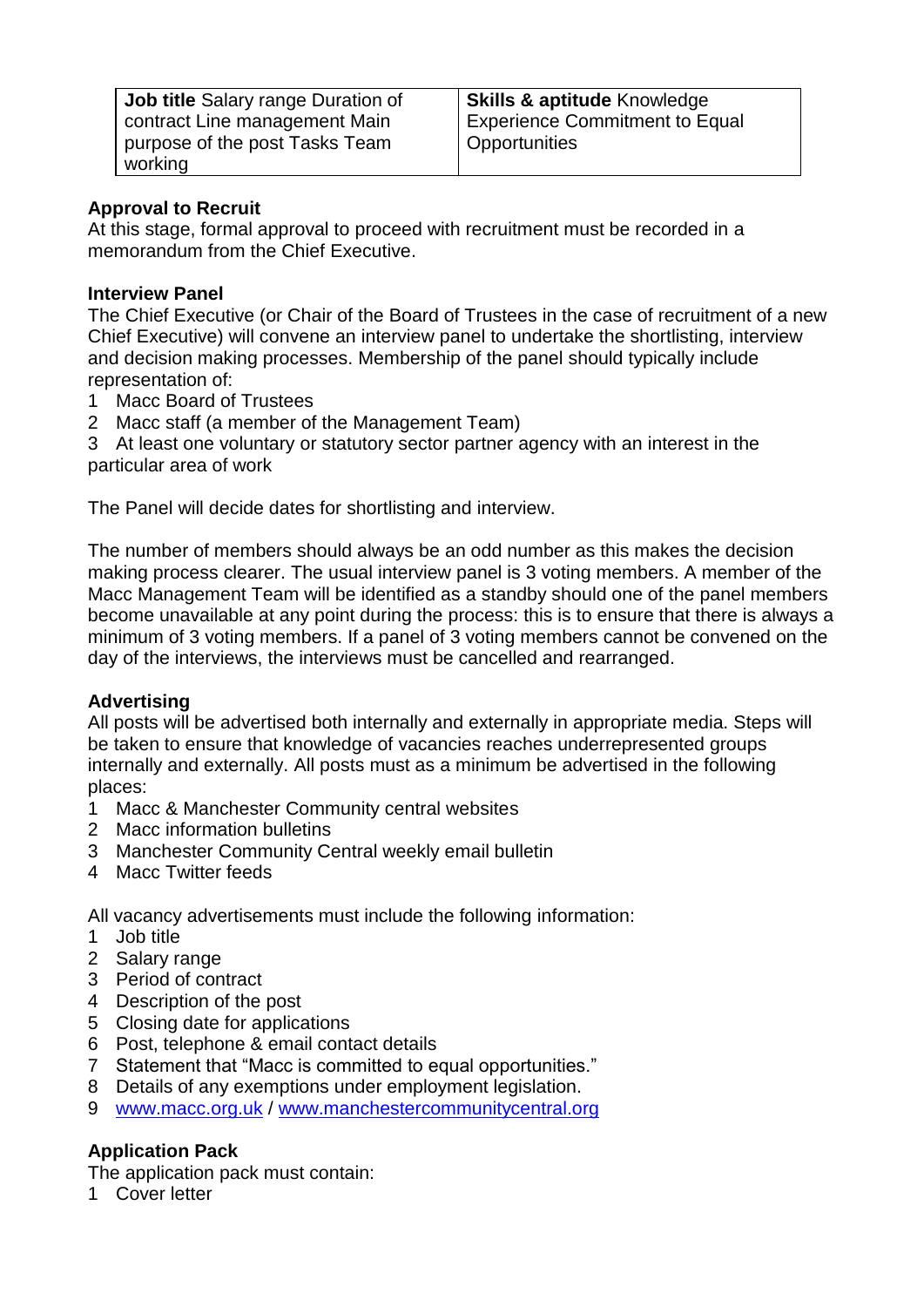| **Job title** Salary range Duration of contract Line management Main purpose of the post Tasks Team working | **Skills & aptitude** Knowledge Experience Commitment to Equal Opportunities |
|---|---|

**Approval to Recruit**

At this stage, formal approval to proceed with recruitment must be recorded in a memorandum from the Chief Executive.

**Interview Panel**

The Chief Executive (or Chair of the Board of Trustees in the case of recruitment of a new Chief Executive) will convene an interview panel to undertake the shortlisting, interview and decision making processes. Membership of the panel should typically include representation of:

1 Macc Board of Trustees
2 Macc staff (a member of the Management Team)
3 At least one voluntary or statutory sector partner agency with an interest in the particular area of work

The Panel will decide dates for shortlisting and interview.

The number of members should always be an odd number as this makes the decision making process clearer. The usual interview panel is 3 voting members. A member of the Macc Management Team will be identified as a standby should one of the panel members become unavailable at any point during the process: this is to ensure that there is always a minimum of 3 voting members. If a panel of 3 voting members cannot be convened on the day of the interviews, the interviews must be cancelled and rearranged.

**Advertising**

All posts will be advertised both internally and externally in appropriate media. Steps will be taken to ensure that knowledge of vacancies reaches underrepresented groups internally and externally. All posts must as a minimum be advertised in the following places:

1 Macc & Manchester Community central websites
2 Macc information bulletins
3 Manchester Community Central weekly email bulletin
4 Macc Twitter feeds

All vacancy advertisements must include the following information:

1 Job title
2 Salary range
3 Period of contract
4 Description of the post
5 Closing date for applications
6 Post, telephone & email contact details
7 Statement that "Macc is committed to equal opportunities."
8 Details of any exemptions under employment legislation.
9 www.macc.org.uk / www.manchestercommunitycentral.org

**Application Pack**

The application pack must contain:

1 Cover letter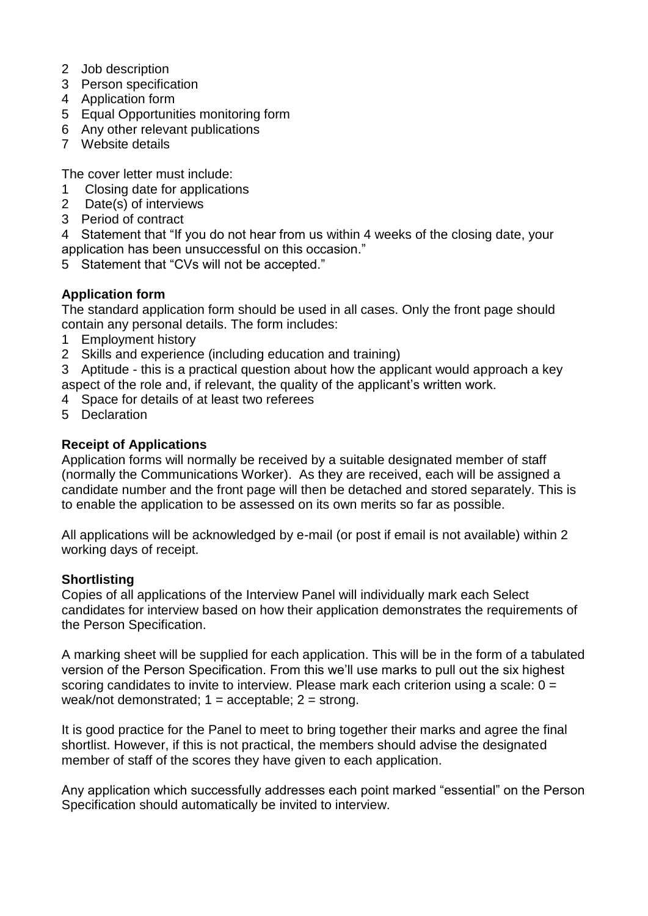2 Job description
3 Person specification
4 Application form
5 Equal Opportunities monitoring form
6 Any other relevant publications
7 Website details

The cover letter must include:
1 Closing date for applications
2 Date(s) of interviews
3 Period of contract
4 Statement that "If you do not hear from us within 4 weeks of the closing date, your application has been unsuccessful on this occasion."
5 Statement that "CVs will not be accepted."

**Application form**

The standard application form should be used in all cases. Only the front page should contain any personal details. The form includes:

1 Employment history
2 Skills and experience (including education and training)
3 Aptitude - this is a practical question about how the applicant would approach a key aspect of the role and, if relevant, the quality of the applicant's written work.
4 Space for details of at least two referees
5 Declaration

**Receipt of Applications**

Application forms will normally be received by a suitable designated member of staff (normally the Communications Worker). As they are received, each will be assigned a candidate number and the front page will then be detached and stored separately. This is to enable the application to be assessed on its own merits so far as possible.

All applications will be acknowledged by e-mail (or post if email is not available) within 2 working days of receipt.

**Shortlisting**

Copies of all applications of the Interview Panel will individually mark each Select candidates for interview based on how their application demonstrates the requirements of the Person Specification.

A marking sheet will be supplied for each application. This will be in the form of a tabulated version of the Person Specification. From this we'll use marks to pull out the six highest scoring candidates to invite to interview. Please mark each criterion using a scale: 0 = weak/not demonstrated; 1 = acceptable; 2 = strong.

It is good practice for the Panel to meet to bring together their marks and agree the final shortlist. However, if this is not practical, the members should advise the designated member of staff of the scores they have given to each application.

Any application which successfully addresses each point marked "essential" on the Person Specification should automatically be invited to interview.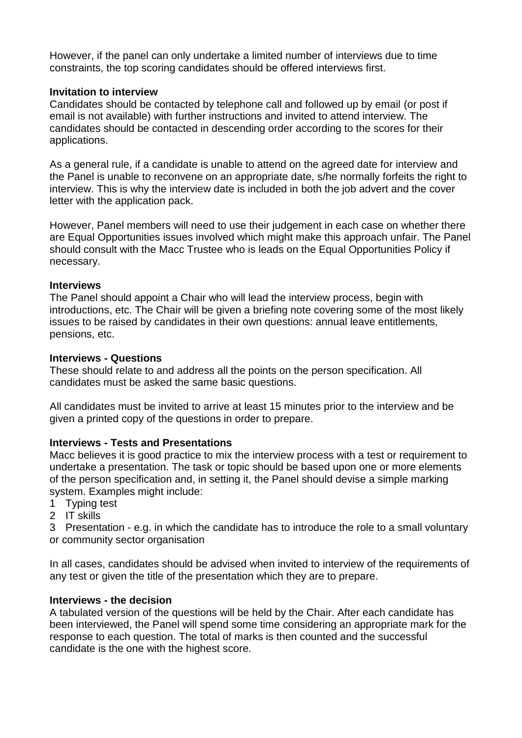However, if the panel can only undertake a limited number of interviews due to time constraints, the top scoring candidates should be offered interviews first.

**Invitation to interview**

Candidates should be contacted by telephone call and followed up by email (or post if email is not available) with further instructions and invited to attend interview. The candidates should be contacted in descending order according to the scores for their applications.

As a general rule, if a candidate is unable to attend on the agreed date for interview and the Panel is unable to reconvene on an appropriate date, s/he normally forfeits the right to interview. This is why the interview date is included in both the job advert and the cover letter with the application pack.

However, Panel members will need to use their judgement in each case on whether there are Equal Opportunities issues involved which might make this approach unfair. The Panel should consult with the Macc Trustee who is leads on the Equal Opportunities Policy if necessary.

**Interviews**

The Panel should appoint a Chair who will lead the interview process, begin with introductions, etc. The Chair will be given a briefing note covering some of the most likely issues to be raised by candidates in their own questions: annual leave entitlements, pensions, etc.

**Interviews - Questions**

These should relate to and address all the points on the person specification. All candidates must be asked the same basic questions.

All candidates must be invited to arrive at least 15 minutes prior to the interview and be given a printed copy of the questions in order to prepare.

**Interviews - Tests and Presentations**

Macc believes it is good practice to mix the interview process with a test or requirement to undertake a presentation. The task or topic should be based upon one or more elements of the person specification and, in setting it, the Panel should devise a simple marking system. Examples might include:

1 Typing test
2 IT skills
3 Presentation - e.g. in which the candidate has to introduce the role to a small voluntary or community sector organisation

In all cases, candidates should be advised when invited to interview of the requirements of any test or given the title of the presentation which they are to prepare.

**Interviews - the decision**

A tabulated version of the questions will be held by the Chair. After each candidate has been interviewed, the Panel will spend some time considering an appropriate mark for the response to each question. The total of marks is then counted and the successful candidate is the one with the highest score.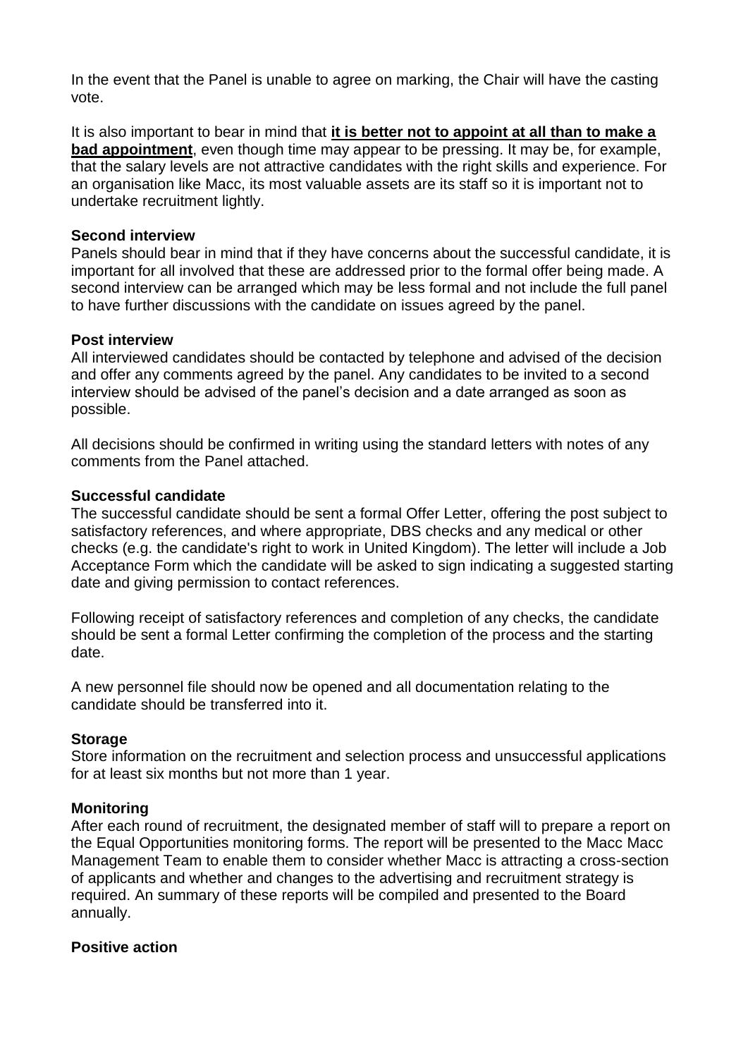In the event that the Panel is unable to agree on marking, the Chair will have the casting vote.

It is also important to bear in mind that **it is better not to appoint at all than to make a bad appointment**, even though time may appear to be pressing. It may be, for example, that the salary levels are not attractive candidates with the right skills and experience. For an organisation like Macc, its most valuable assets are its staff so it is important not to undertake recruitment lightly.

**Second interview**
Panels should bear in mind that if they have concerns about the successful candidate, it is important for all involved that these are addressed prior to the formal offer being made. A second interview can be arranged which may be less formal and not include the full panel to have further discussions with the candidate on issues agreed by the panel.

**Post interview**
All interviewed candidates should be contacted by telephone and advised of the decision and offer any comments agreed by the panel. Any candidates to be invited to a second interview should be advised of the panel's decision and a date arranged as soon as possible.

All decisions should be confirmed in writing using the standard letters with notes of any comments from the Panel attached.

**Successful candidate**
The successful candidate should be sent a formal Offer Letter, offering the post subject to satisfactory references, and where appropriate, DBS checks and any medical or other checks (e.g. the candidate's right to work in United Kingdom). The letter will include a Job Acceptance Form which the candidate will be asked to sign indicating a suggested starting date and giving permission to contact references.

Following receipt of satisfactory references and completion of any checks, the candidate should be sent a formal Letter confirming the completion of the process and the starting date.

A new personnel file should now be opened and all documentation relating to the candidate should be transferred into it.

**Storage**
Store information on the recruitment and selection process and unsuccessful applications for at least six months but not more than 1 year.

**Monitoring**
After each round of recruitment, the designated member of staff will to prepare a report on the Equal Opportunities monitoring forms. The report will be presented to the Macc Macc Management Team to enable them to consider whether Macc is attracting a cross-section of applicants and whether and changes to the advertising and recruitment strategy is required. An summary of these reports will be compiled and presented to the Board annually.

**Positive action**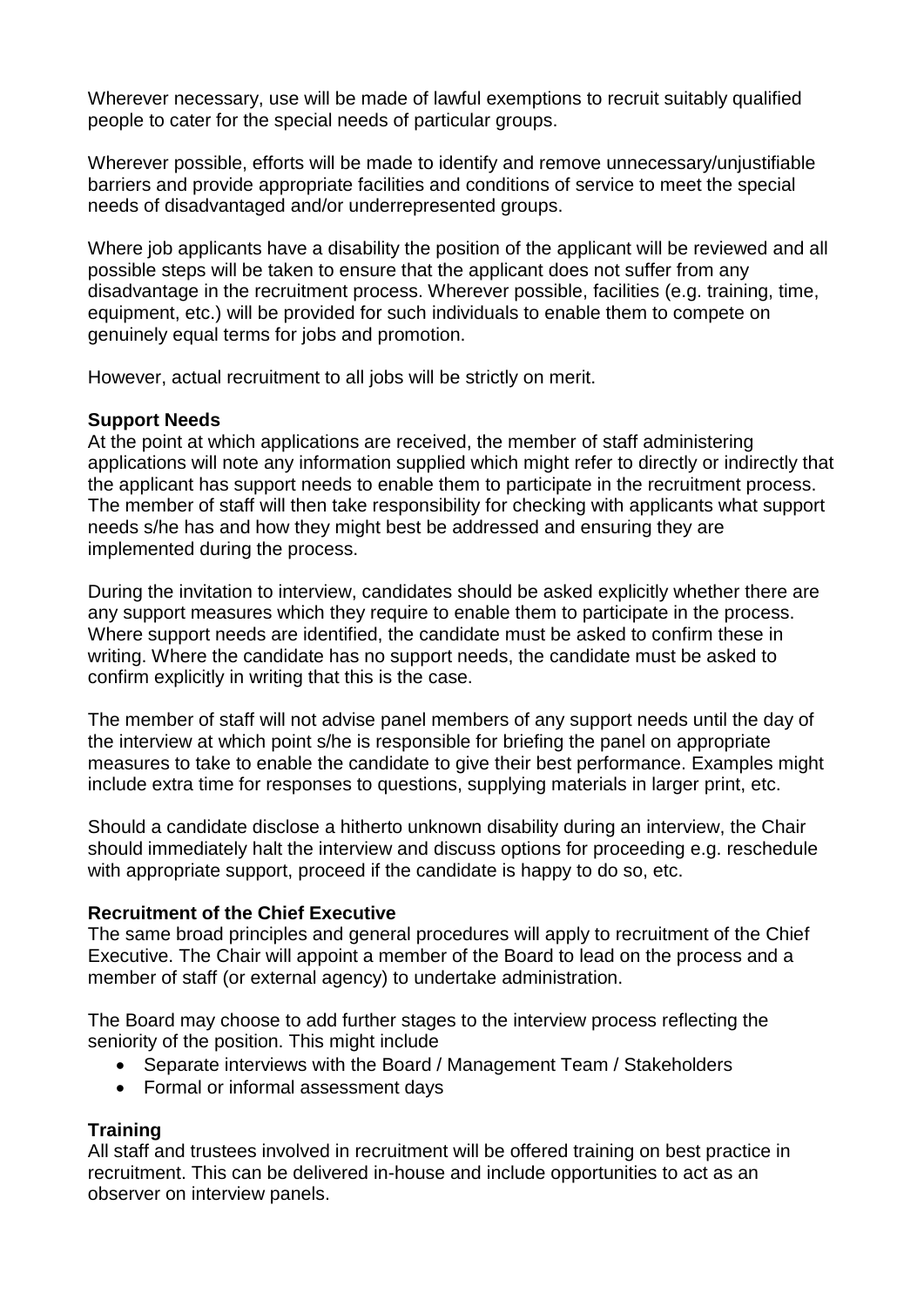Wherever necessary, use will be made of lawful exemptions to recruit suitably qualified people to cater for the special needs of particular groups.

Wherever possible, efforts will be made to identify and remove unnecessary/unjustifiable barriers and provide appropriate facilities and conditions of service to meet the special needs of disadvantaged and/or underrepresented groups.

Where job applicants have a disability the position of the applicant will be reviewed and all possible steps will be taken to ensure that the applicant does not suffer from any disadvantage in the recruitment process. Wherever possible, facilities (e.g. training, time, equipment, etc.) will be provided for such individuals to enable them to compete on genuinely equal terms for jobs and promotion.

However, actual recruitment to all jobs will be strictly on merit.

**Support Needs**
At the point at which applications are received, the member of staff administering applications will note any information supplied which might refer to directly or indirectly that the applicant has support needs to enable them to participate in the recruitment process. The member of staff will then take responsibility for checking with applicants what support needs s/he has and how they might best be addressed and ensuring they are implemented during the process.

During the invitation to interview, candidates should be asked explicitly whether there are any support measures which they require to enable them to participate in the process. Where support needs are identified, the candidate must be asked to confirm these in writing. Where the candidate has no support needs, the candidate must be asked to confirm explicitly in writing that this is the case.

The member of staff will not advise panel members of any support needs until the day of the interview at which point s/he is responsible for briefing the panel on appropriate measures to take to enable the candidate to give their best performance. Examples might include extra time for responses to questions, supplying materials in larger print, etc.

Should a candidate disclose a hitherto unknown disability during an interview, the Chair should immediately halt the interview and discuss options for proceeding e.g. reschedule with appropriate support, proceed if the candidate is happy to do so, etc.

**Recruitment of the Chief Executive**
The same broad principles and general procedures will apply to recruitment of the Chief Executive. The Chair will appoint a member of the Board to lead on the process and a member of staff (or external agency) to undertake administration.

The Board may choose to add further stages to the interview process reflecting the seniority of the position. This might include

- Separate interviews with the Board / Management Team / Stakeholders
- Formal or informal assessment days

**Training**
All staff and trustees involved in recruitment will be offered training on best practice in recruitment. This can be delivered in-house and include opportunities to act as an observer on interview panels.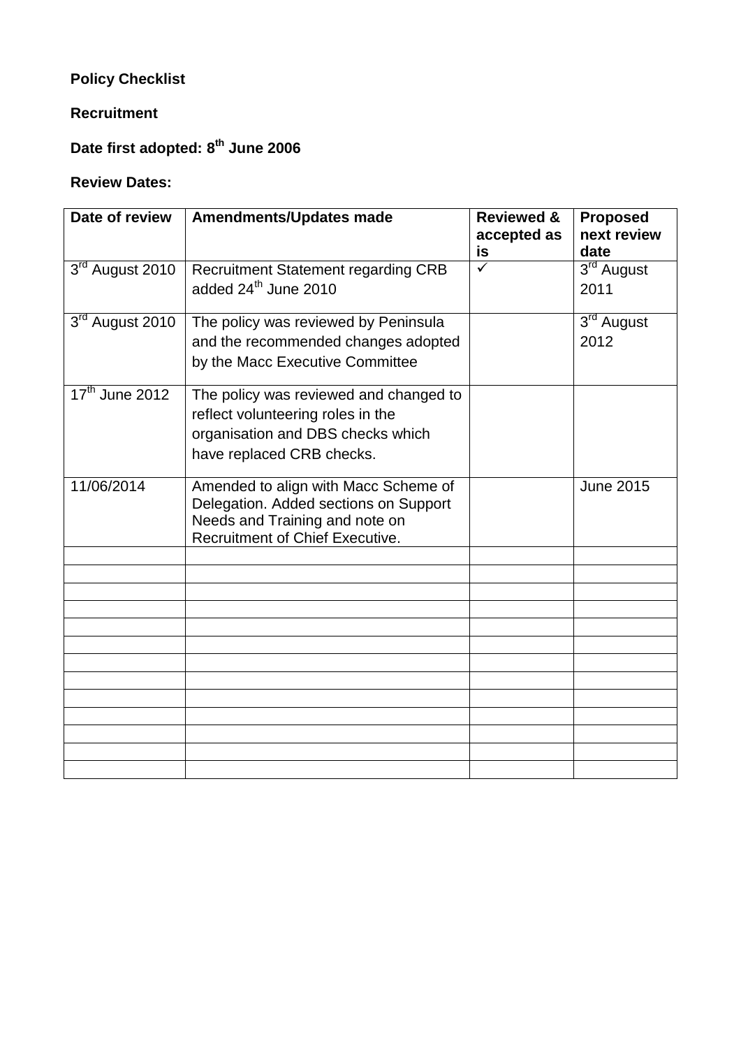**Policy Checklist**

**Recruitment**

**Date first adopted: 8th June 2006**

**Review Dates:**

| Date of review | Amendments/Updates made | Reviewed & accepted as is | Proposed next review date |
|---|---|---|---|
| 3rd August 2010 | Recruitment Statement regarding CRB added 24th June 2010 | ✓ | 3rd August 2011 |
| 3rd August 2010 | The policy was reviewed by Peninsula and the recommended changes adopted by the Macc Executive Committee | | 3rd August 2012 |
| 17th June 2012 | The policy was reviewed and changed to reflect volunteering roles in the organisation and DBS checks which have replaced CRB checks. | | |
| 11/06/2014 | Amended to align with Macc Scheme of Delegation. Added sections on Support Needs and Training and note on Recruitment of Chief Executive. | | June 2015 |
| | | | |
| | | | |
| | | | |
| | | | |
| | | | |
| | | | |
| | | | |
| | | | |
| | | | |
| | | | |
| | | | |
| | | | |
| | | | |